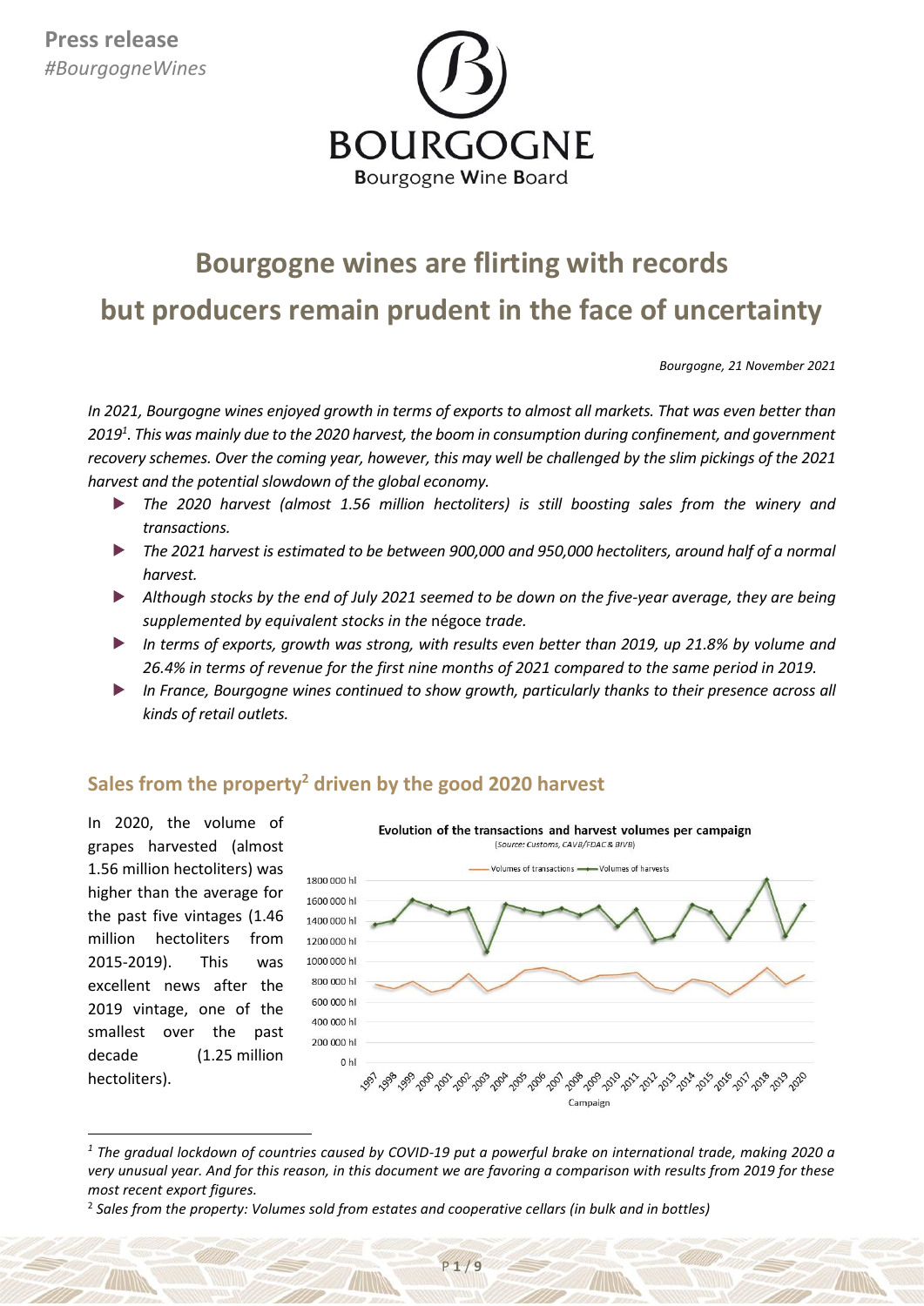Press release
*#BourgogneWines*

BOURGOGNE
Bourgogne Wine Board

# Bourgogne wines are flirting with records but producers remain prudent in the face of uncertainty

*Bourgogne, 21 November 2021*

*In 2021, Bourgogne wines enjoyed growth in terms of exports to almost all markets. That was even better than 2019[1]. This was mainly due to the 2020 harvest, the boom in consumption during confinement, and government recovery schemes. Over the coming year, however, this may well be challenged by the slim pickings of the 2021 harvest and the potential slowdown of the global economy.*

- *The 2020 harvest (almost 1.56 million hectoliters) is still boosting sales from the winery and transactions.*
- *The 2021 harvest is estimated to be between 900,000 and 950,000 hectoliters, around half of a normal harvest.*
- *Although stocks by the end of July 2021 seemed to be down on the five-year average, they are being supplemented by equivalent stocks in the* négoce *trade.*
- *In terms of exports, growth was strong, with results even better than 2019, up 21.8% by volume and 26.4% in terms of revenue for the first nine months of 2021 compared to the same period in 2019.*
- *In France, Bourgogne wines continued to show growth, particularly thanks to their presence across all kinds of retail outlets.*

## Sales from the property[2] driven by the good 2020 harvest

In 2020, the volume of grapes harvested (almost 1.56 million hectoliters) was higher than the average for the past five vintages (1.46 million hectoliters from 2015-2019). This was excellent news after the 2019 vintage, one of the smallest over the past decade (1.25 million hectoliters).

**Evolution of the transactions and harvest volumes per campaign**
(Source: Customs, CAVB/FDAC & BIVB)

[1] *The gradual lockdown of countries caused by COVID-19 put a powerful brake on international trade, making 2020 a very unusual year. And for this reason, in this document we are favoring a comparison with results from 2019 for these most recent export figures.*

[2] *Sales from the property: Volumes sold from estates and cooperative cellars (in bulk and in bottles)*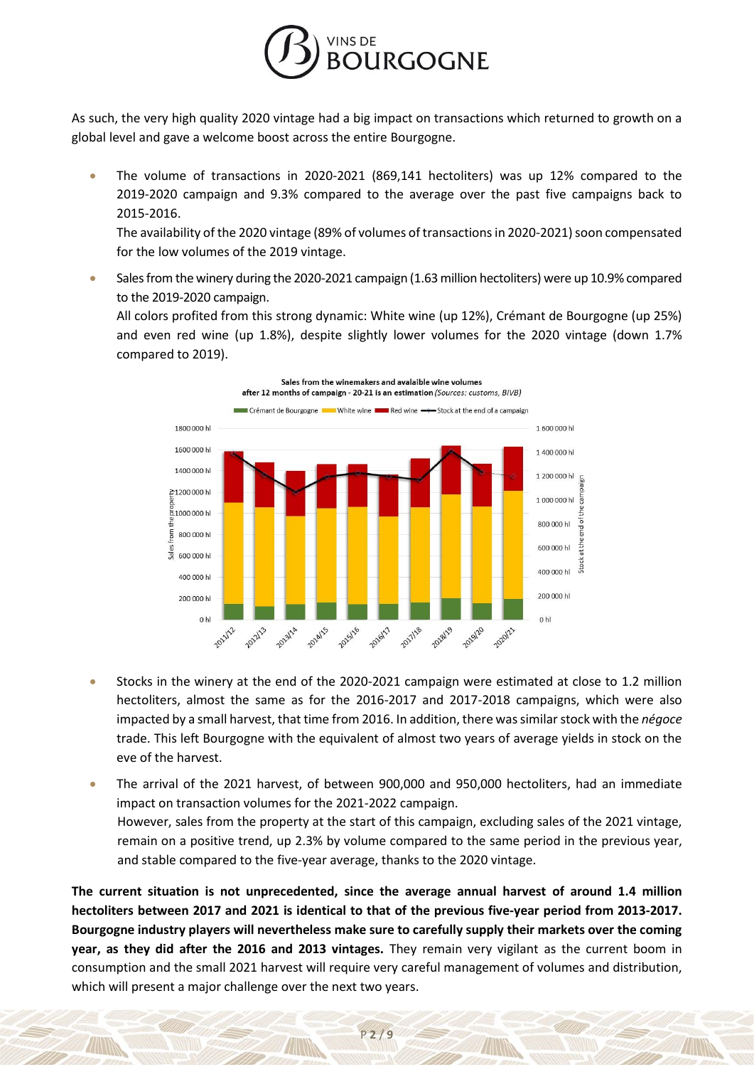As such, the very high quality 2020 vintage had a big impact on transactions which returned to growth on a global level and gave a welcome boost across the entire Bourgogne.

- The volume of transactions in 2020-2021 (869,141 hectoliters) was up 12% compared to the 2019-2020 campaign and 9.3% compared to the average over the past five campaigns back to 2015-2016.
  The availability of the 2020 vintage (89% of volumes of transactions in 2020-2021) soon compensated for the low volumes of the 2019 vintage.
- Sales from the winery during the 2020-2021 campaign (1.63 million hectoliters) were up 10.9% compared to the 2019-2020 campaign.
  All colors profited from this strong dynamic: White wine (up 12%), Crémant de Bourgogne (up 25%) and even red wine (up 1.8%), despite slightly lower volumes for the 2020 vintage (down 1.7% compared to 2019).

**Sales from the winemakers and avalaible wine volumes after 12 months of campaign - 20-21 is an estimation** *(Sources: customs, BIVB)*

- Stocks in the winery at the end of the 2020-2021 campaign were estimated at close to 1.2 million hectoliters, almost the same as for the 2016-2017 and 2017-2018 campaigns, which were also impacted by a small harvest, that time from 2016. In addition, there was similar stock with the *négoce* trade. This left Bourgogne with the equivalent of almost two years of average yields in stock on the eve of the harvest.
- The arrival of the 2021 harvest, of between 900,000 and 950,000 hectoliters, had an immediate impact on transaction volumes for the 2021-2022 campaign.
  However, sales from the property at the start of this campaign, excluding sales of the 2021 vintage, remain on a positive trend, up 2.3% by volume compared to the same period in the previous year, and stable compared to the five-year average, thanks to the 2020 vintage.

**The current situation is not unprecedented, since the average annual harvest of around 1.4 million hectoliters between 2017 and 2021 is identical to that of the previous five-year period from 2013-2017. Bourgogne industry players will nevertheless make sure to carefully supply their markets over the coming year, as they did after the 2016 and 2013 vintages.** They remain very vigilant as the current boom in consumption and the small 2021 harvest will require very careful management of volumes and distribution, which will present a major challenge over the next two years.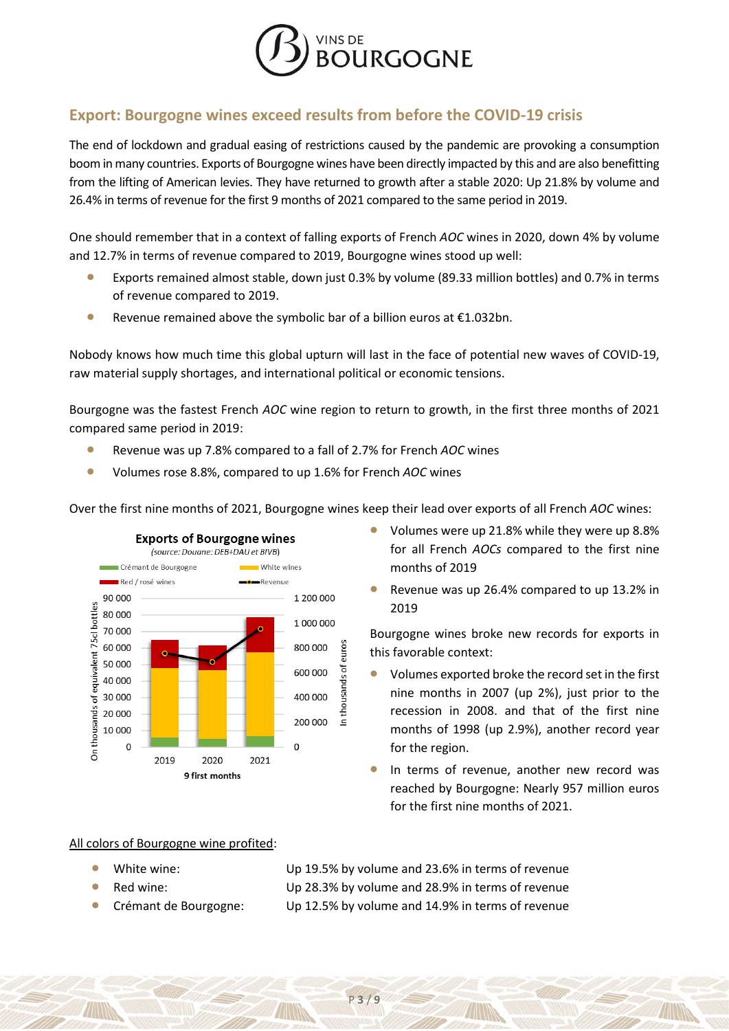## Export: Bourgogne wines exceed results from before the COVID-19 crisis

The end of lockdown and gradual easing of restrictions caused by the pandemic are provoking a consumption boom in many countries. Exports of Bourgogne wines have been directly impacted by this and are also benefitting from the lifting of American levies. They have returned to growth after a stable 2020: Up 21.8% by volume and 26.4% in terms of revenue for the first 9 months of 2021 compared to the same period in 2019.

One should remember that in a context of falling exports of French *AOC* wines in 2020, down 4% by volume and 12.7% in terms of revenue compared to 2019, Bourgogne wines stood up well:

- Exports remained almost stable, down just 0.3% by volume (89.33 million bottles) and 0.7% in terms of revenue compared to 2019.
- Revenue remained above the symbolic bar of a billion euros at €1.032bn.

Nobody knows how much time this global upturn will last in the face of potential new waves of COVID-19, raw material supply shortages, and international political or economic tensions.

Bourgogne was the fastest French *AOC* wine region to return to growth, in the first three months of 2021 compared same period in 2019:

- Revenue was up 7.8% compared to a fall of 2.7% for French *AOC* wines
- Volumes rose 8.8%, compared to up 1.6% for French *AOC* wines

Over the first nine months of 2021, Bourgogne wines keep their lead over exports of all French *AOC* wines:

**Exports of Bourgogne wines**
*(source: Douane: DEB+DAU et BIVB)*

Legend: Crémant de Bourgogne; White wines; Red / rosé wines; Revenue

Left axis: On thousands of equivalent 75cl bottles (0 – 90 000). Right axis: In thousands of euros (0 – 1 200 000). X-axis: 2019, 2020, 2021 — 9 first months

- Volumes were up 21.8% while they were up 8.8% for all French *AOCs* compared to the first nine months of 2019
- Revenue was up 26.4% compared to up 13.2% in 2019

Bourgogne wines broke new records for exports in this favorable context:

- Volumes exported broke the record set in the first nine months in 2007 (up 2%), just prior to the recession in 2008. and that of the first nine months of 1998 (up 2.9%), another record year for the region.
- In terms of revenue, another new record was reached by Bourgogne: Nearly 957 million euros for the first nine months of 2021.

<u>All colors of Bourgogne wine profited</u>:

- White wine: Up 19.5% by volume and 23.6% in terms of revenue
- Red wine: Up 28.3% by volume and 28.9% in terms of revenue
- Crémant de Bourgogne: Up 12.5% by volume and 14.9% in terms of revenue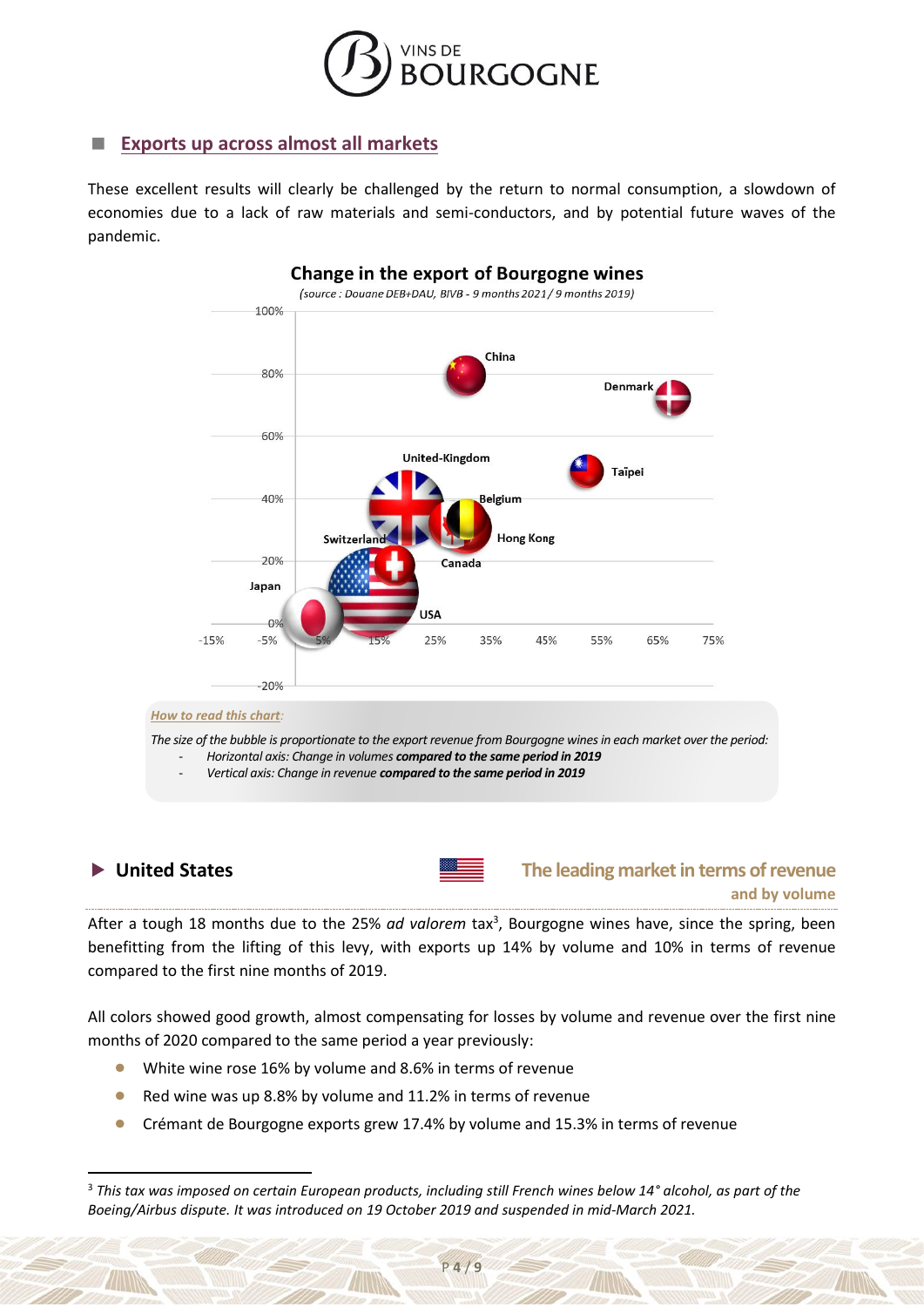## Exports up across almost all markets

These excellent results will clearly be challenged by the return to normal consumption, a slowdown of economies due to a lack of raw materials and semi-conductors, and by potential future waves of the pandemic.

**Change in the export of Bourgogne wines**

*(source : Douane DEB+DAU, BIVB - 9 months 2021 / 9 months 2019)*

*How to read this chart:*

*The size of the bubble is proportionate to the export revenue from Bourgogne wines in each market over the period:*

- *Horizontal axis: Change in volumes **compared to the same period in 2019***
- *Vertical axis: Change in revenue **compared to the same period in 2019***

### United States — The leading market in terms of revenue and by volume

After a tough 18 months due to the 25% *ad valorem* tax[3], Bourgogne wines have, since the spring, been benefitting from the lifting of this levy, with exports up 14% by volume and 10% in terms of revenue compared to the first nine months of 2019.

All colors showed good growth, almost compensating for losses by volume and revenue over the first nine months of 2020 compared to the same period a year previously:

- White wine rose 16% by volume and 8.6% in terms of revenue
- Red wine was up 8.8% by volume and 11.2% in terms of revenue
- Crémant de Bourgogne exports grew 17.4% by volume and 15.3% in terms of revenue

[3] *This tax was imposed on certain European products, including still French wines below 14° alcohol, as part of the Boeing/Airbus dispute. It was introduced on 19 October 2019 and suspended in mid-March 2021.*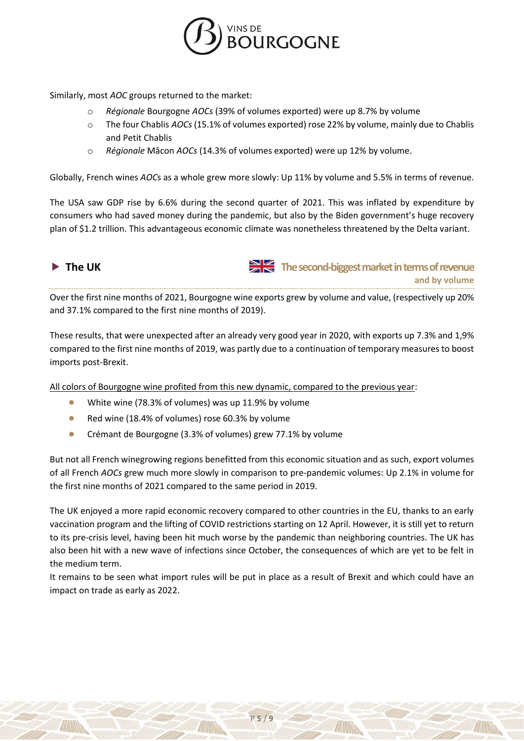Similarly, most *AOC* groups returned to the market:

- *Régionale* Bourgogne *AOCs* (39% of volumes exported) were up 8.7% by volume
- The four Chablis *AOCs* (15.1% of volumes exported) rose 22% by volume, mainly due to Chablis and Petit Chablis
- *Régionale* Mâcon *AOCs* (14.3% of volumes exported) were up 12% by volume.

Globally, French wines *AOC*s as a whole grew more slowly: Up 11% by volume and 5.5% in terms of revenue.

The USA saw GDP rise by 6.6% during the second quarter of 2021. This was inflated by expenditure by consumers who had saved money during the pandemic, but also by the Biden government's huge recovery plan of $1.2 trillion. This advantageous economic climate was nonetheless threatened by the Delta variant.

## ▶ The UK

**The second-biggest market in terms of revenue and by volume**

Over the first nine months of 2021, Bourgogne wine exports grew by volume and value, (respectively up 20% and 37.1% compared to the first nine months of 2019).

These results, that were unexpected after an already very good year in 2020, with exports up 7.3% and 1,9% compared to the first nine months of 2019, was partly due to a continuation of temporary measures to boost imports post-Brexit.

All colors of Bourgogne wine profited from this new dynamic, compared to the previous year:

- White wine (78.3% of volumes) was up 11.9% by volume
- Red wine (18.4% of volumes) rose 60.3% by volume
- Crémant de Bourgogne (3.3% of volumes) grew 77.1% by volume

But not all French winegrowing regions benefitted from this economic situation and as such, export volumes of all French *AOCs* grew much more slowly in comparison to pre-pandemic volumes: Up 2.1% in volume for the first nine months of 2021 compared to the same period in 2019.

The UK enjoyed a more rapid economic recovery compared to other countries in the EU, thanks to an early vaccination program and the lifting of COVID restrictions starting on 12 April. However, it is still yet to return to its pre-crisis level, having been hit much worse by the pandemic than neighboring countries. The UK has also been hit with a new wave of infections since October, the consequences of which are yet to be felt in the medium term.

It remains to be seen what import rules will be put in place as a result of Brexit and which could have an impact on trade as early as 2022.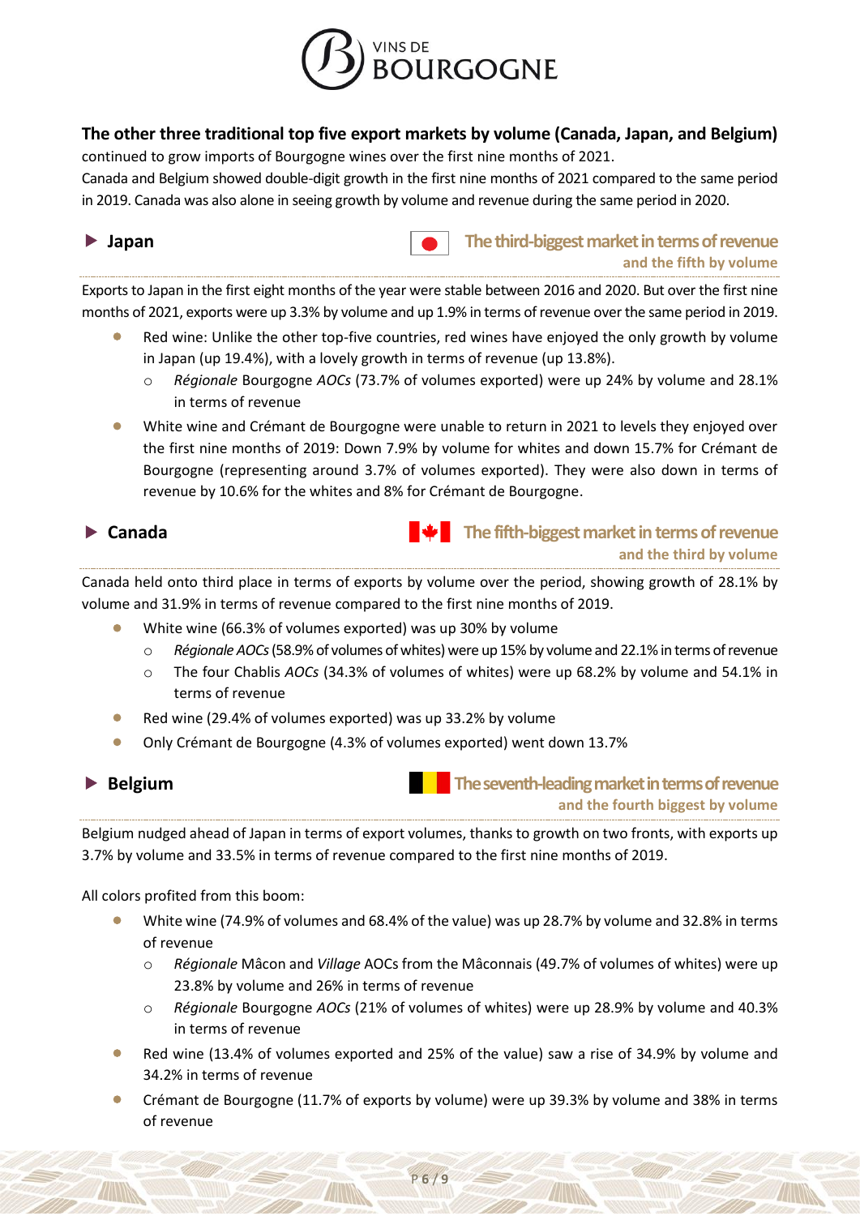**The other three traditional top five export markets by volume (Canada, Japan, and Belgium)** continued to grow imports of Bourgogne wines over the first nine months of 2021.

Canada and Belgium showed double-digit growth in the first nine months of 2021 compared to the same period in 2019. Canada was also alone in seeing growth by volume and revenue during the same period in 2020.

### ▶ Japan

**The third-biggest market in terms of revenue**
**and the fifth by volume**

Exports to Japan in the first eight months of the year were stable between 2016 and 2020. But over the first nine months of 2021, exports were up 3.3% by volume and up 1.9% in terms of revenue over the same period in 2019.

- Red wine: Unlike the other top-five countries, red wines have enjoyed the only growth by volume in Japan (up 19.4%), with a lovely growth in terms of revenue (up 13.8%).
    - *Régionale* Bourgogne *AOCs* (73.7% of volumes exported) were up 24% by volume and 28.1% in terms of revenue
- White wine and Crémant de Bourgogne were unable to return in 2021 to levels they enjoyed over the first nine months of 2019: Down 7.9% by volume for whites and down 15.7% for Crémant de Bourgogne (representing around 3.7% of volumes exported). They were also down in terms of revenue by 10.6% for the whites and 8% for Crémant de Bourgogne.

### ▶ Canada

**The fifth-biggest market in terms of revenue**
**and the third by volume**

Canada held onto third place in terms of exports by volume over the period, showing growth of 28.1% by volume and 31.9% in terms of revenue compared to the first nine months of 2019.

- White wine (66.3% of volumes exported) was up 30% by volume
    - *Régionale AOCs* (58.9% of volumes of whites) were up 15% by volume and 22.1% in terms of revenue
    - The four Chablis *AOCs* (34.3% of volumes of whites) were up 68.2% by volume and 54.1% in terms of revenue
- Red wine (29.4% of volumes exported) was up 33.2% by volume
- Only Crémant de Bourgogne (4.3% of volumes exported) went down 13.7%

### ▶ Belgium

**The seventh-leading market in terms of revenue**
**and the fourth biggest by volume**

Belgium nudged ahead of Japan in terms of export volumes, thanks to growth on two fronts, with exports up 3.7% by volume and 33.5% in terms of revenue compared to the first nine months of 2019.

All colors profited from this boom:

- White wine (74.9% of volumes and 68.4% of the value) was up 28.7% by volume and 32.8% in terms of revenue
    - *Régionale* Mâcon and *Village* AOCs from the Mâconnais (49.7% of volumes of whites) were up 23.8% by volume and 26% in terms of revenue
    - *Régionale* Bourgogne *AOCs* (21% of volumes of whites) were up 28.9% by volume and 40.3% in terms of revenue
- Red wine (13.4% of volumes exported and 25% of the value) saw a rise of 34.9% by volume and 34.2% in terms of revenue
- Crémant de Bourgogne (11.7% of exports by volume) were up 39.3% by volume and 38% in terms of revenue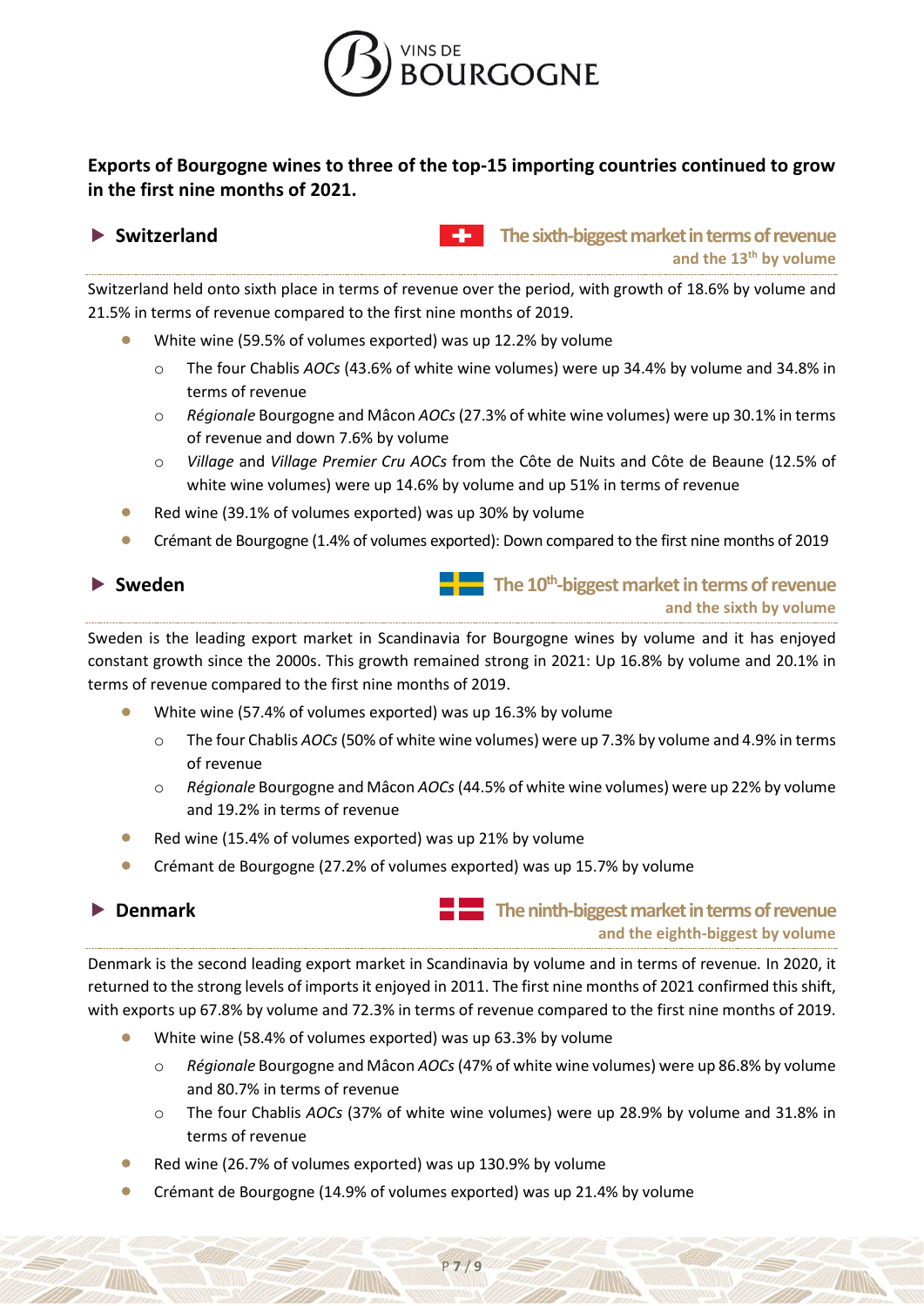**Exports of Bourgogne wines to three of the top-15 importing countries continued to grow in the first nine months of 2021.**

## Switzerland

**The sixth-biggest market in terms of revenue and the 13th by volume**

Switzerland held onto sixth place in terms of revenue over the period, with growth of 18.6% by volume and 21.5% in terms of revenue compared to the first nine months of 2019.

- White wine (59.5% of volumes exported) was up 12.2% by volume
  - The four Chablis *AOCs* (43.6% of white wine volumes) were up 34.4% by volume and 34.8% in terms of revenue
  - *Régionale* Bourgogne and Mâcon *AOCs* (27.3% of white wine volumes) were up 30.1% in terms of revenue and down 7.6% by volume
  - *Village* and *Village Premier Cru AOCs* from the Côte de Nuits and Côte de Beaune (12.5% of white wine volumes) were up 14.6% by volume and up 51% in terms of revenue
- Red wine (39.1% of volumes exported) was up 30% by volume
- Crémant de Bourgogne (1.4% of volumes exported): Down compared to the first nine months of 2019

## Sweden

**The 10th-biggest market in terms of revenue and the sixth by volume**

Sweden is the leading export market in Scandinavia for Bourgogne wines by volume and it has enjoyed constant growth since the 2000s. This growth remained strong in 2021: Up 16.8% by volume and 20.1% in terms of revenue compared to the first nine months of 2019.

- White wine (57.4% of volumes exported) was up 16.3% by volume
  - The four Chablis *AOCs* (50% of white wine volumes) were up 7.3% by volume and 4.9% in terms of revenue
  - *Régionale* Bourgogne and Mâcon *AOCs* (44.5% of white wine volumes) were up 22% by volume and 19.2% in terms of revenue
- Red wine (15.4% of volumes exported) was up 21% by volume
- Crémant de Bourgogne (27.2% of volumes exported) was up 15.7% by volume

## Denmark

**The ninth-biggest market in terms of revenue and the eighth-biggest by volume**

Denmark is the second leading export market in Scandinavia by volume and in terms of revenue. In 2020, it returned to the strong levels of imports it enjoyed in 2011. The first nine months of 2021 confirmed this shift, with exports up 67.8% by volume and 72.3% in terms of revenue compared to the first nine months of 2019.

- White wine (58.4% of volumes exported) was up 63.3% by volume
  - *Régionale* Bourgogne and Mâcon *AOCs* (47% of white wine volumes) were up 86.8% by volume and 80.7% in terms of revenue
  - The four Chablis *AOCs* (37% of white wine volumes) were up 28.9% by volume and 31.8% in terms of revenue
- Red wine (26.7% of volumes exported) was up 130.9% by volume
- Crémant de Bourgogne (14.9% of volumes exported) was up 21.4% by volume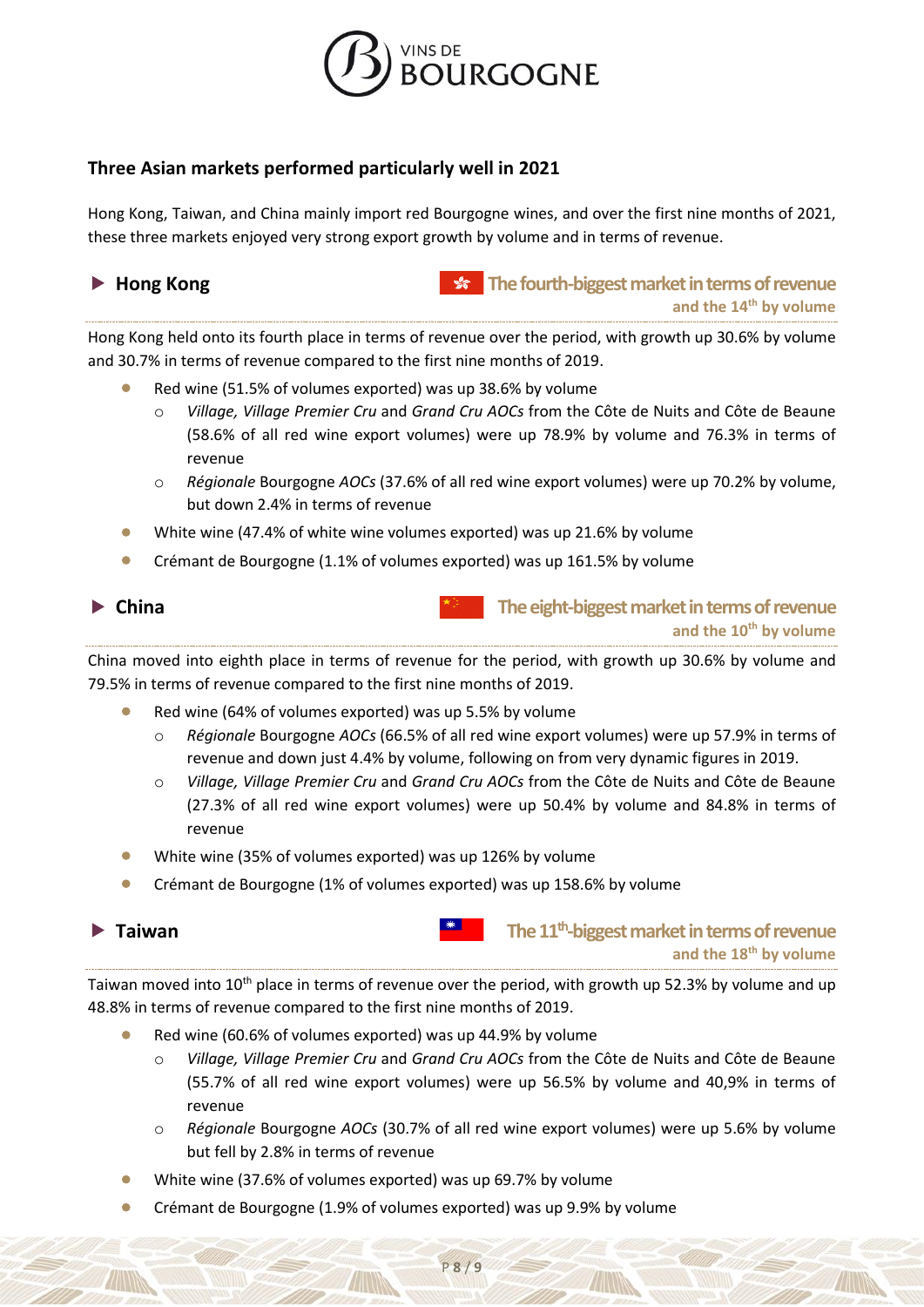## Three Asian markets performed particularly well in 2021

Hong Kong, Taiwan, and China mainly import red Bourgogne wines, and over the first nine months of 2021, these three markets enjoyed very strong export growth by volume and in terms of revenue.

### ▶ Hong Kong

**The fourth-biggest market in terms of revenue**
**and the 14th by volume**

Hong Kong held onto its fourth place in terms of revenue over the period, with growth up 30.6% by volume and 30.7% in terms of revenue compared to the first nine months of 2019.

- Red wine (51.5% of volumes exported) was up 38.6% by volume
  - *Village, Village Premier Cru* and *Grand Cru AOCs* from the Côte de Nuits and Côte de Beaune (58.6% of all red wine export volumes) were up 78.9% by volume and 76.3% in terms of revenue
  - *Régionale* Bourgogne *AOCs* (37.6% of all red wine export volumes) were up 70.2% by volume, but down 2.4% in terms of revenue
- White wine (47.4% of white wine volumes exported) was up 21.6% by volume
- Crémant de Bourgogne (1.1% of volumes exported) was up 161.5% by volume

### ▶ China

**The eight-biggest market in terms of revenue**
**and the 10th by volume**

China moved into eighth place in terms of revenue for the period, with growth up 30.6% by volume and 79.5% in terms of revenue compared to the first nine months of 2019.

- Red wine (64% of volumes exported) was up 5.5% by volume
  - *Régionale* Bourgogne *AOCs* (66.5% of all red wine export volumes) were up 57.9% in terms of revenue and down just 4.4% by volume, following on from very dynamic figures in 2019.
  - *Village, Village Premier Cru* and *Grand Cru AOCs* from the Côte de Nuits and Côte de Beaune (27.3% of all red wine export volumes) were up 50.4% by volume and 84.8% in terms of revenue
- White wine (35% of volumes exported) was up 126% by volume
- Crémant de Bourgogne (1% of volumes exported) was up 158.6% by volume

### ▶ Taiwan

**The 11th-biggest market in terms of revenue**
**and the 18th by volume**

Taiwan moved into 10th place in terms of revenue over the period, with growth up 52.3% by volume and up 48.8% in terms of revenue compared to the first nine months of 2019.

- Red wine (60.6% of volumes exported) was up 44.9% by volume
  - *Village, Village Premier Cru* and *Grand Cru AOCs* from the Côte de Nuits and Côte de Beaune (55.7% of all red wine export volumes) were up 56.5% by volume and 40,9% in terms of revenue
  - *Régionale* Bourgogne *AOCs* (30.7% of all red wine export volumes) were up 5.6% by volume but fell by 2.8% in terms of revenue
- White wine (37.6% of volumes exported) was up 69.7% by volume
- Crémant de Bourgogne (1.9% of volumes exported) was up 9.9% by volume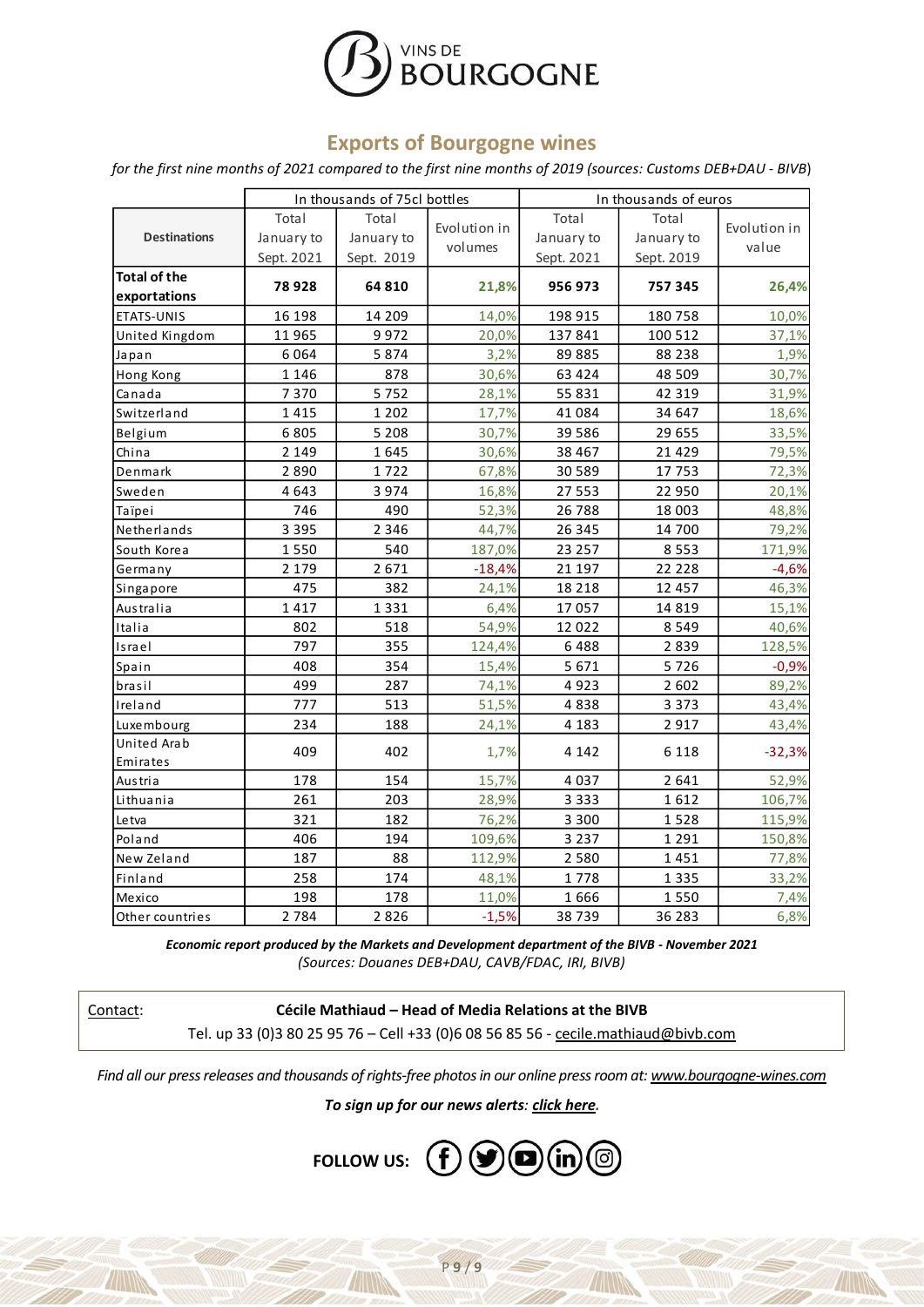VINS DE BOURGOGNE

## Exports of Bourgogne wines

*for the first nine months of 2021 compared to the first nine months of 2019 (sources: Customs DEB+DAU - BIVB)*

| Destinations | In thousands of 75cl bottles | | | In thousands of euros | | |
|---|---|---|---|---|---|---|
| | Total January to Sept. 2021 | Total January to Sept. 2019 | Evolution in volumes | Total January to Sept. 2021 | Total January to Sept. 2019 | Evolution in value |
| **Total of the exportations** | **78 928** | **64 810** | **21,8%** | **956 973** | **757 345** | **26,4%** |
| ETATS-UNIS | 16 198 | 14 209 | 14,0% | 198 915 | 180 758 | 10,0% |
| United Kingdom | 11 965 | 9 972 | 20,0% | 137 841 | 100 512 | 37,1% |
| Japan | 6 064 | 5 874 | 3,2% | 89 885 | 88 238 | 1,9% |
| Hong Kong | 1 146 | 878 | 30,6% | 63 424 | 48 509 | 30,7% |
| Canada | 7 370 | 5 752 | 28,1% | 55 831 | 42 319 | 31,9% |
| Switzerland | 1 415 | 1 202 | 17,7% | 41 084 | 34 647 | 18,6% |
| Belgium | 6 805 | 5 208 | 30,7% | 39 586 | 29 655 | 33,5% |
| China | 2 149 | 1 645 | 30,6% | 38 467 | 21 429 | 79,5% |
| Denmark | 2 890 | 1 722 | 67,8% | 30 589 | 17 753 | 72,3% |
| Sweden | 4 643 | 3 974 | 16,8% | 27 553 | 22 950 | 20,1% |
| Taïpei | 746 | 490 | 52,3% | 26 788 | 18 003 | 48,8% |
| Netherlands | 3 395 | 2 346 | 44,7% | 26 345 | 14 700 | 79,2% |
| South Korea | 1 550 | 540 | 187,0% | 23 257 | 8 553 | 171,9% |
| Germany | 2 179 | 2 671 | -18,4% | 21 197 | 22 228 | -4,6% |
| Singapore | 475 | 382 | 24,1% | 18 218 | 12 457 | 46,3% |
| Australia | 1 417 | 1 331 | 6,4% | 17 057 | 14 819 | 15,1% |
| Italia | 802 | 518 | 54,9% | 12 022 | 8 549 | 40,6% |
| Israel | 797 | 355 | 124,4% | 6 488 | 2 839 | 128,5% |
| Spain | 408 | 354 | 15,4% | 5 671 | 5 726 | -0,9% |
| brasil | 499 | 287 | 74,1% | 4 923 | 2 602 | 89,2% |
| Ireland | 777 | 513 | 51,5% | 4 838 | 3 373 | 43,4% |
| Luxembourg | 234 | 188 | 24,1% | 4 183 | 2 917 | 43,4% |
| United Arab Emirates | 409 | 402 | 1,7% | 4 142 | 6 118 | -32,3% |
| Austria | 178 | 154 | 15,7% | 4 037 | 2 641 | 52,9% |
| Lithuania | 261 | 203 | 28,9% | 3 333 | 1 612 | 106,7% |
| Letva | 321 | 182 | 76,2% | 3 300 | 1 528 | 115,9% |
| Poland | 406 | 194 | 109,6% | 3 237 | 1 291 | 150,8% |
| New Zeland | 187 | 88 | 112,9% | 2 580 | 1 451 | 77,8% |
| Finland | 258 | 174 | 48,1% | 1 778 | 1 335 | 33,2% |
| Mexico | 198 | 178 | 11,0% | 1 666 | 1 550 | 7,4% |
| Other countries | 2 784 | 2 826 | -1,5% | 38 739 | 36 283 | 6,8% |

***Economic report produced by the Markets and Development department of the BIVB - November 2021***
*(Sources: Douanes DEB+DAU, CAVB/FDAC, IRI, BIVB)*

Contact: **Cécile Mathiaud – Head of Media Relations at the BIVB**
Tel. up 33 (0)3 80 25 95 76 – Cell +33 (0)6 08 56 85 56 - cecile.mathiaud@bivb.com

*Find all our press releases and thousands of rights-free photos in our online press room at: www.bourgogne-wines.com*

***To sign up for our news alerts: click here.***

**FOLLOW US:**